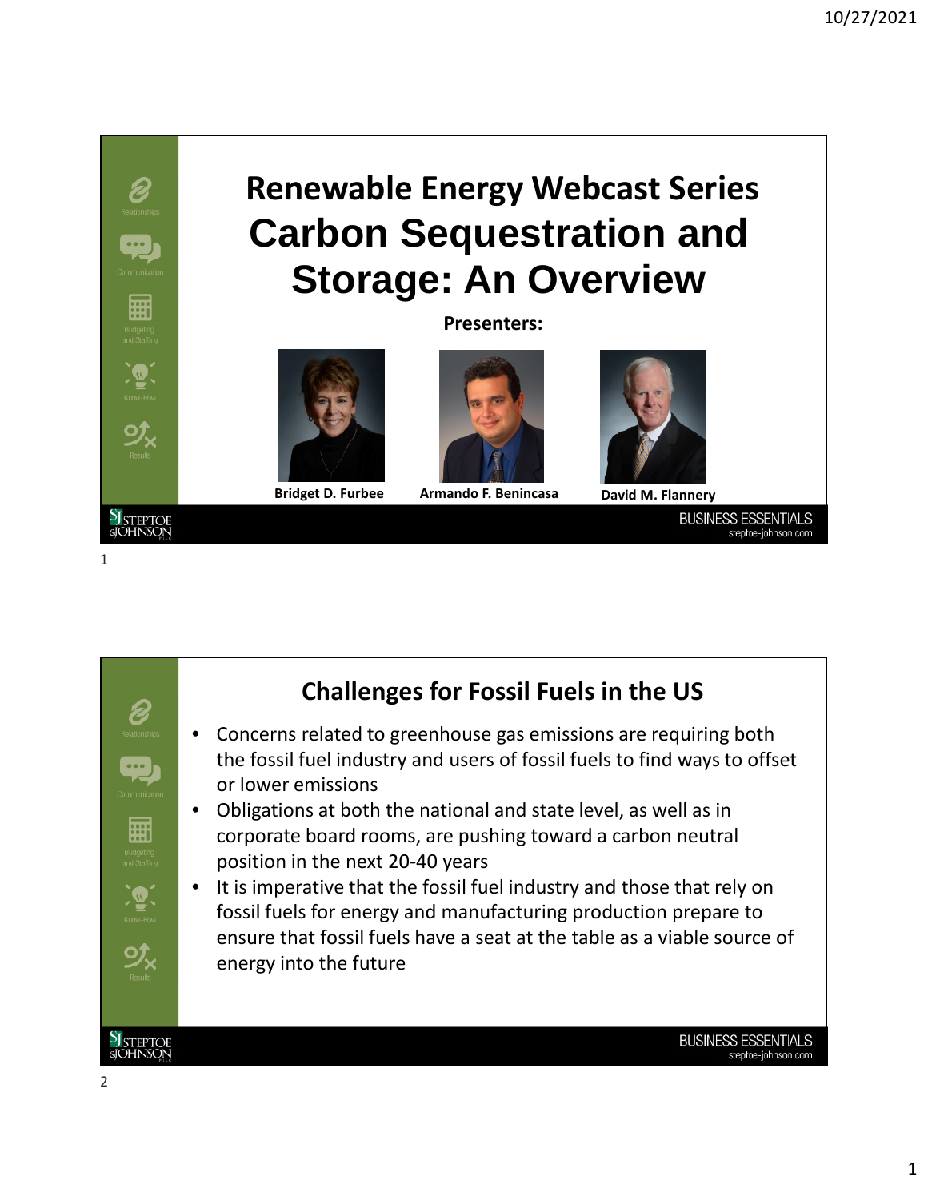# Renewable Energy Webcast Series

# Carbon Sequestration and Storage: An Overview

**Presenters:**

**Bridget D. Furbee** | **Armando F. Benincasa** | **David M. Flannery**

## Challenges for Fossil Fuels in the US

- Concerns related to greenhouse gas emissions are requiring both the fossil fuel industry and users of fossil fuels to find ways to offset or lower emissions
- Obligations at both the national and state level, as well as in corporate board rooms, are pushing toward a carbon neutral position in the next 20-40 years
- It is imperative that the fossil fuel industry and those that rely on fossil fuels for energy and manufacturing production prepare to ensure that fossil fuels have a seat at the table as a viable source of energy into the future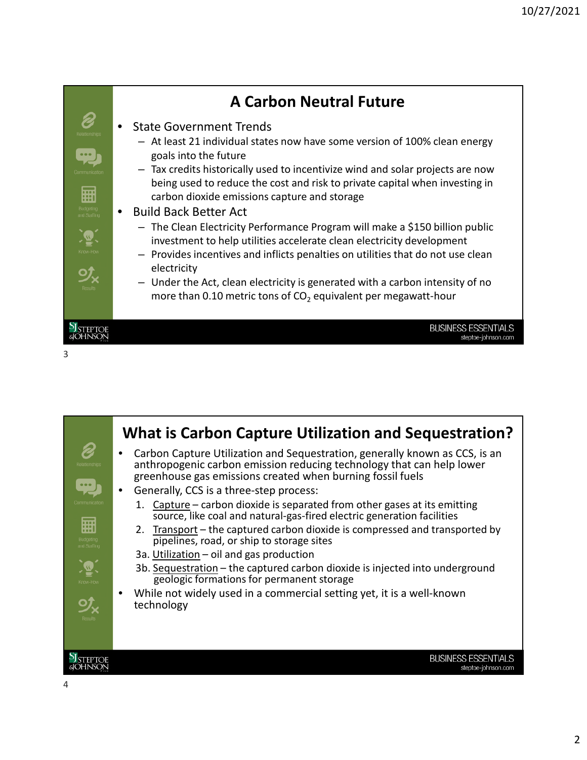## A Carbon Neutral Future

- State Government Trends
  - At least 21 individual states now have some version of 100% clean energy goals into the future
  - Tax credits historically used to incentivize wind and solar projects are now being used to reduce the cost and risk to private capital when investing in carbon dioxide emissions capture and storage
- Build Back Better Act
  - The Clean Electricity Performance Program will make a $150 billion public investment to help utilities accelerate clean electricity development
  - Provides incentives and inflicts penalties on utilities that do not use clean electricity
  - Under the Act, clean electricity is generated with a carbon intensity of no more than 0.10 metric tons of $CO_2$ equivalent per megawatt-hour

## What is Carbon Capture Utilization and Sequestration?

- Carbon Capture Utilization and Sequestration, generally known as CCS, is an anthropogenic carbon emission reducing technology that can help lower greenhouse gas emissions created when burning fossil fuels
- Generally, CCS is a three-step process:
  1. Capture – carbon dioxide is separated from other gases at its emitting source, like coal and natural-gas-fired electric generation facilities
  2. Transport – the captured carbon dioxide is compressed and transported by pipelines, road, or ship to storage sites

  3a. Utilization – oil and gas production

  3b. Sequestration – the captured carbon dioxide is injected into underground geologic formations for permanent storage
- While not widely used in a commercial setting yet, it is a well-known technology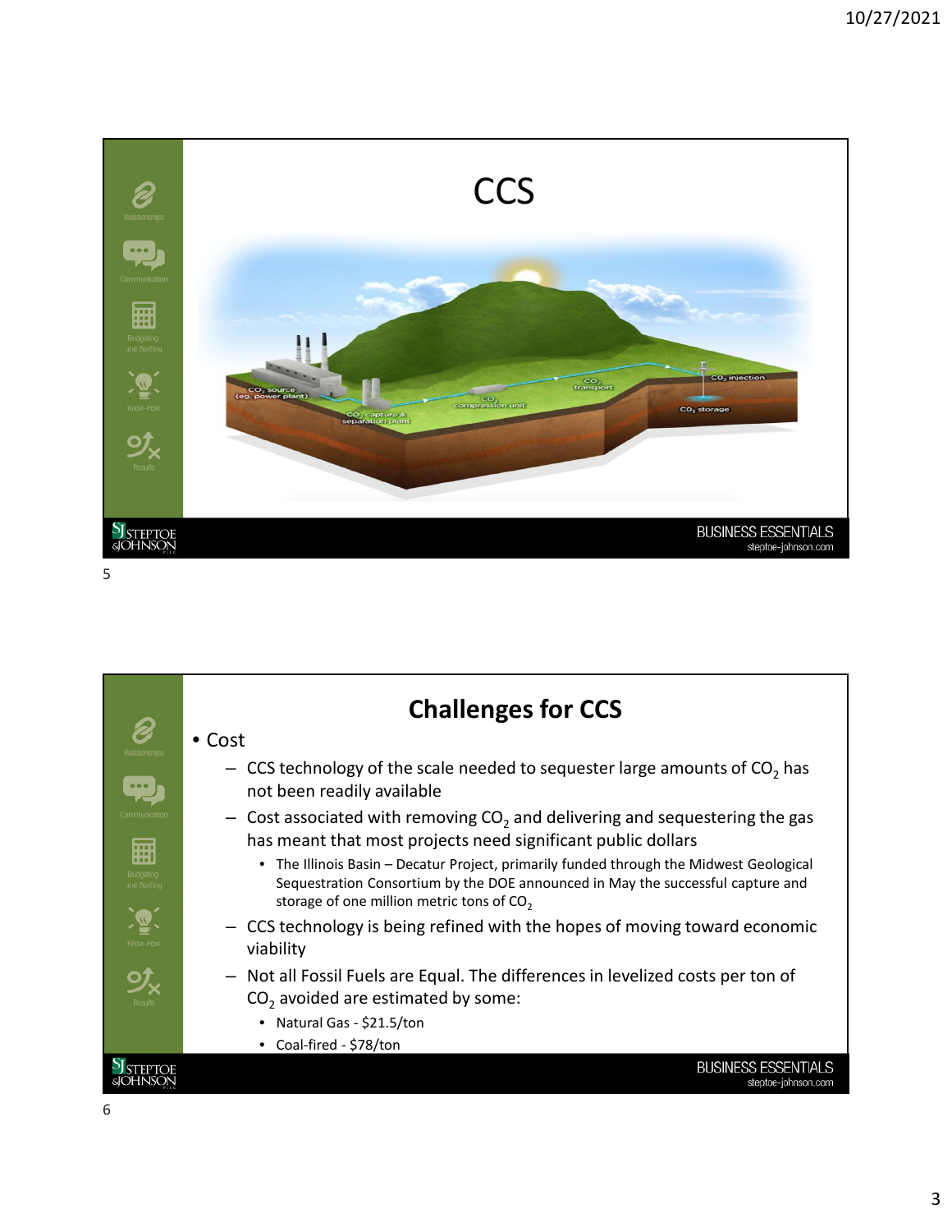# CCS

# Challenges for CCS

- Cost
  - CCS technology of the scale needed to sequester large amounts of $CO_2$ has not been readily available
  - Cost associated with removing $CO_2$ and delivering and sequestering the gas has meant that most projects need significant public dollars
    - The Illinois Basin – Decatur Project, primarily funded through the Midwest Geological Sequestration Consortium by the DOE announced in May the successful capture and storage of one million metric tons of $CO_2$
  - CCS technology is being refined with the hopes of moving toward economic viability
  - Not all Fossil Fuels are Equal. The differences in levelized costs per ton of $CO_2$ avoided are estimated by some:
    - Natural Gas - $21.5/ton
    - Coal-fired - $78/ton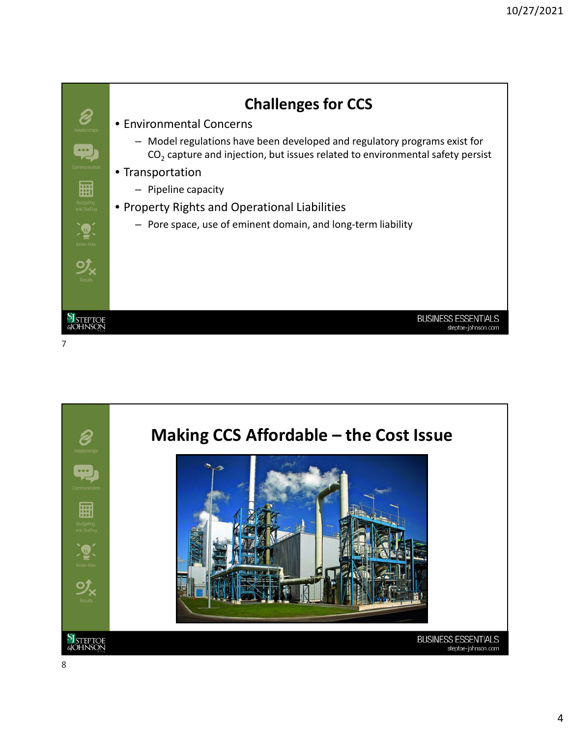## Challenges for CCS

- Environmental Concerns
  - Model regulations have been developed and regulatory programs exist for $CO_2$ capture and injection, but issues related to environmental safety persist
- Transportation
  - Pipeline capacity
- Property Rights and Operational Liabilities
  - Pore space, use of eminent domain, and long-term liability

## Making CCS Affordable – the Cost Issue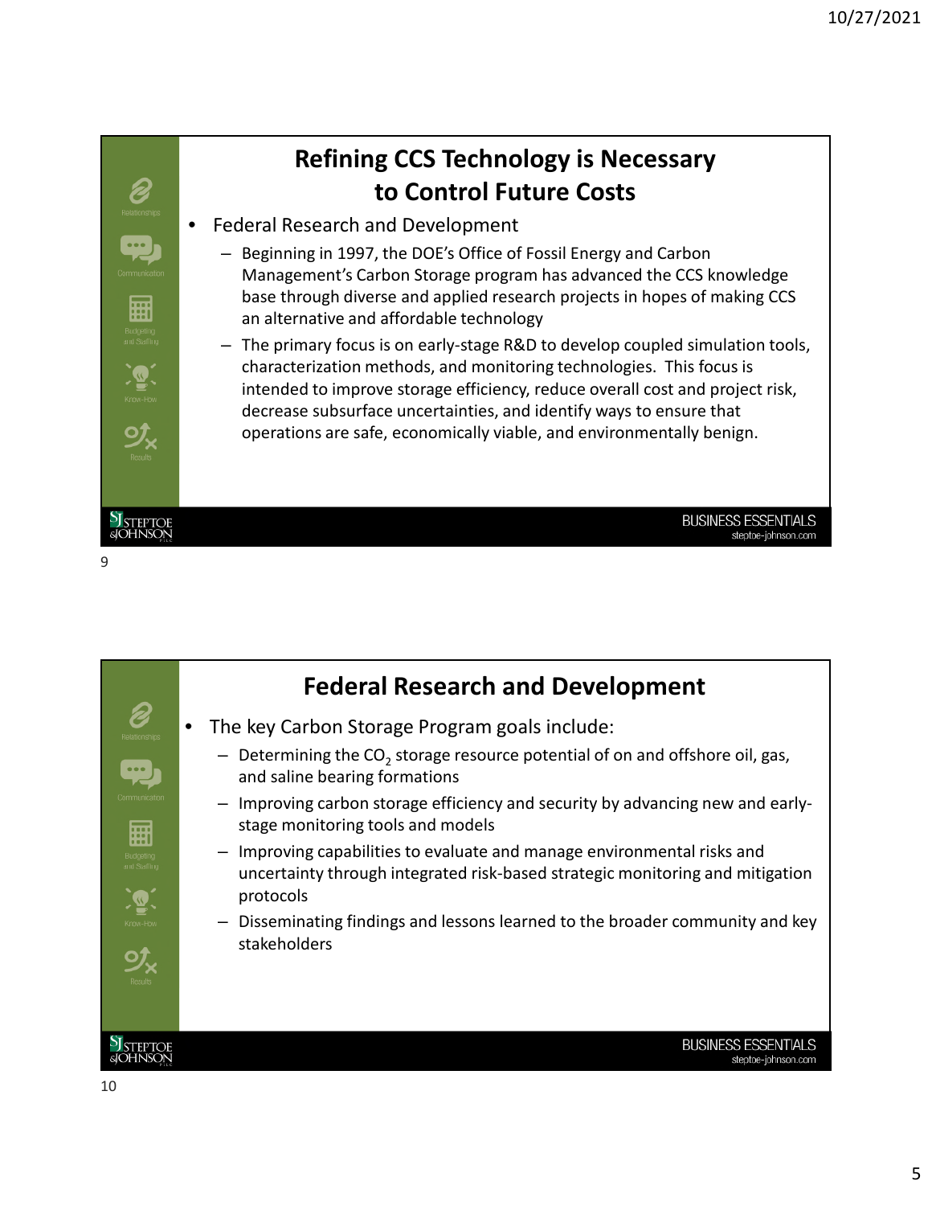## Refining CCS Technology is Necessary to Control Future Costs

- Federal Research and Development
  - Beginning in 1997, the DOE's Office of Fossil Energy and Carbon Management's Carbon Storage program has advanced the CCS knowledge base through diverse and applied research projects in hopes of making CCS an alternative and affordable technology
  - The primary focus is on early-stage R&D to develop coupled simulation tools, characterization methods, and monitoring technologies. This focus is intended to improve storage efficiency, reduce overall cost and project risk, decrease subsurface uncertainties, and identify ways to ensure that operations are safe, economically viable, and environmentally benign.

## Federal Research and Development

- The key Carbon Storage Program goals include:
  - Determining the $CO_2$ storage resource potential of on and offshore oil, gas, and saline bearing formations
  - Improving carbon storage efficiency and security by advancing new and early-stage monitoring tools and models
  - Improving capabilities to evaluate and manage environmental risks and uncertainty through integrated risk-based strategic monitoring and mitigation protocols
  - Disseminating findings and lessons learned to the broader community and key stakeholders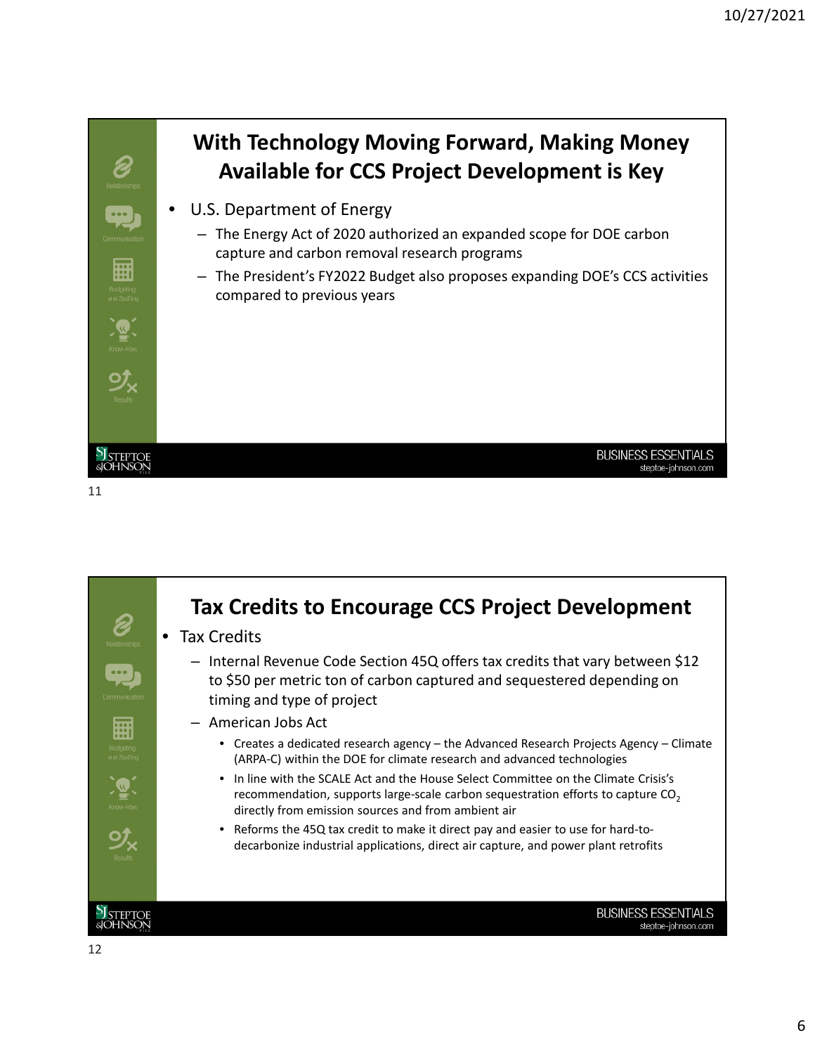## With Technology Moving Forward, Making Money Available for CCS Project Development is Key

- U.S. Department of Energy
  - The Energy Act of 2020 authorized an expanded scope for DOE carbon capture and carbon removal research programs
  - The President's FY2022 Budget also proposes expanding DOE's CCS activities compared to previous years

## Tax Credits to Encourage CCS Project Development

- Tax Credits
  - Internal Revenue Code Section 45Q offers tax credits that vary between $12 to $50 per metric ton of carbon captured and sequestered depending on timing and type of project
  - American Jobs Act
    - Creates a dedicated research agency – the Advanced Research Projects Agency – Climate (ARPA-C) within the DOE for climate research and advanced technologies
    - In line with the SCALE Act and the House Select Committee on the Climate Crisis's recommendation, supports large-scale carbon sequestration efforts to capture $CO_2$ directly from emission sources and from ambient air
    - Reforms the 45Q tax credit to make it direct pay and easier to use for hard-to-decarbonize industrial applications, direct air capture, and power plant retrofits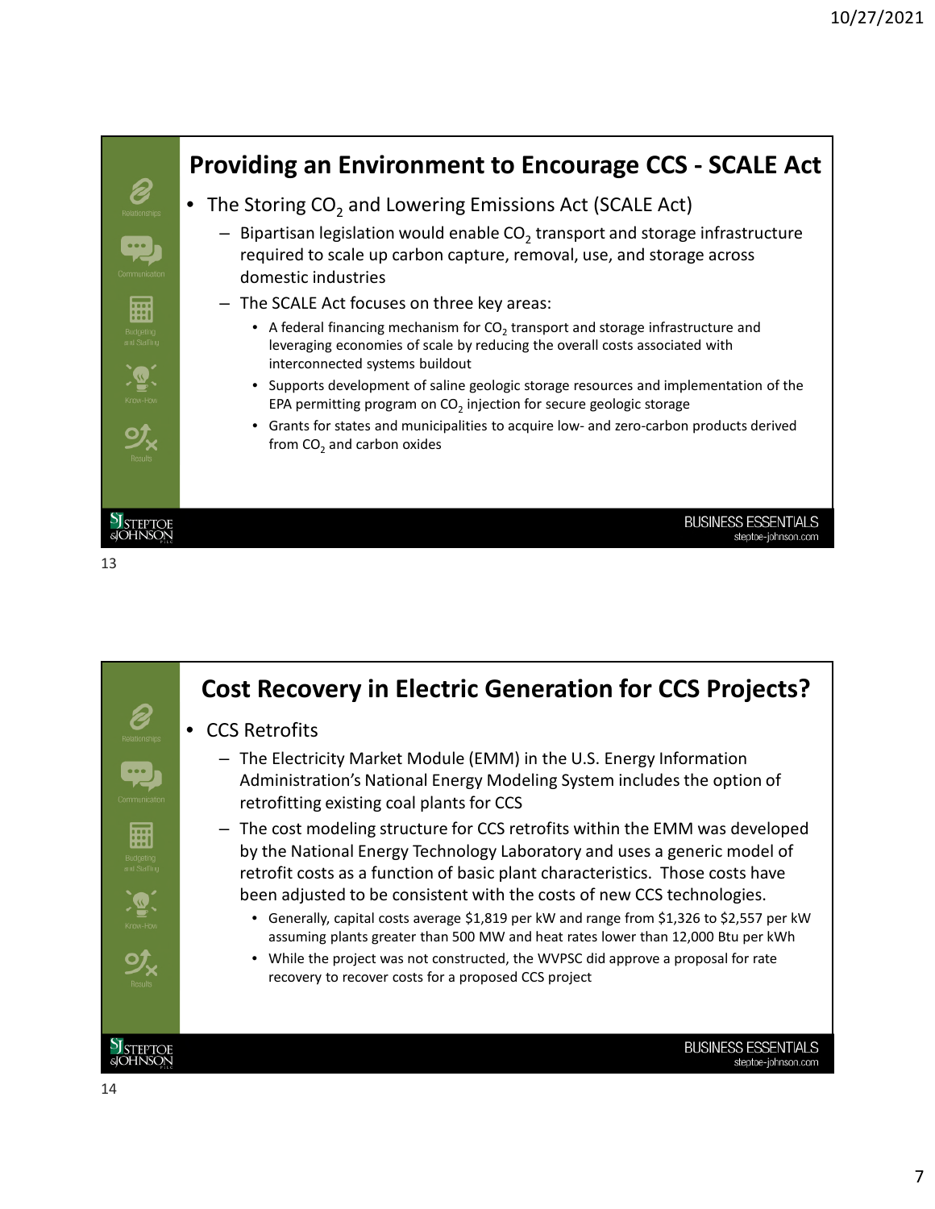## Providing an Environment to Encourage CCS - SCALE Act

- The Storing $CO_2$ and Lowering Emissions Act (SCALE Act)
  - Bipartisan legislation would enable $CO_2$ transport and storage infrastructure required to scale up carbon capture, removal, use, and storage across domestic industries
  - The SCALE Act focuses on three key areas:
    - A federal financing mechanism for $CO_2$ transport and storage infrastructure and leveraging economies of scale by reducing the overall costs associated with interconnected systems buildout
    - Supports development of saline geologic storage resources and implementation of the EPA permitting program on $CO_2$ injection for secure geologic storage
    - Grants for states and municipalities to acquire low- and zero-carbon products derived from $CO_2$ and carbon oxides

## Cost Recovery in Electric Generation for CCS Projects?

- CCS Retrofits
  - The Electricity Market Module (EMM) in the U.S. Energy Information Administration's National Energy Modeling System includes the option of retrofitting existing coal plants for CCS
  - The cost modeling structure for CCS retrofits within the EMM was developed by the National Energy Technology Laboratory and uses a generic model of retrofit costs as a function of basic plant characteristics. Those costs have been adjusted to be consistent with the costs of new CCS technologies.
    - Generally, capital costs average $1,819 per kW and range from $1,326 to $2,557 per kW assuming plants greater than 500 MW and heat rates lower than 12,000 Btu per kWh
    - While the project was not constructed, the WVPSC did approve a proposal for rate recovery to recover costs for a proposed CCS project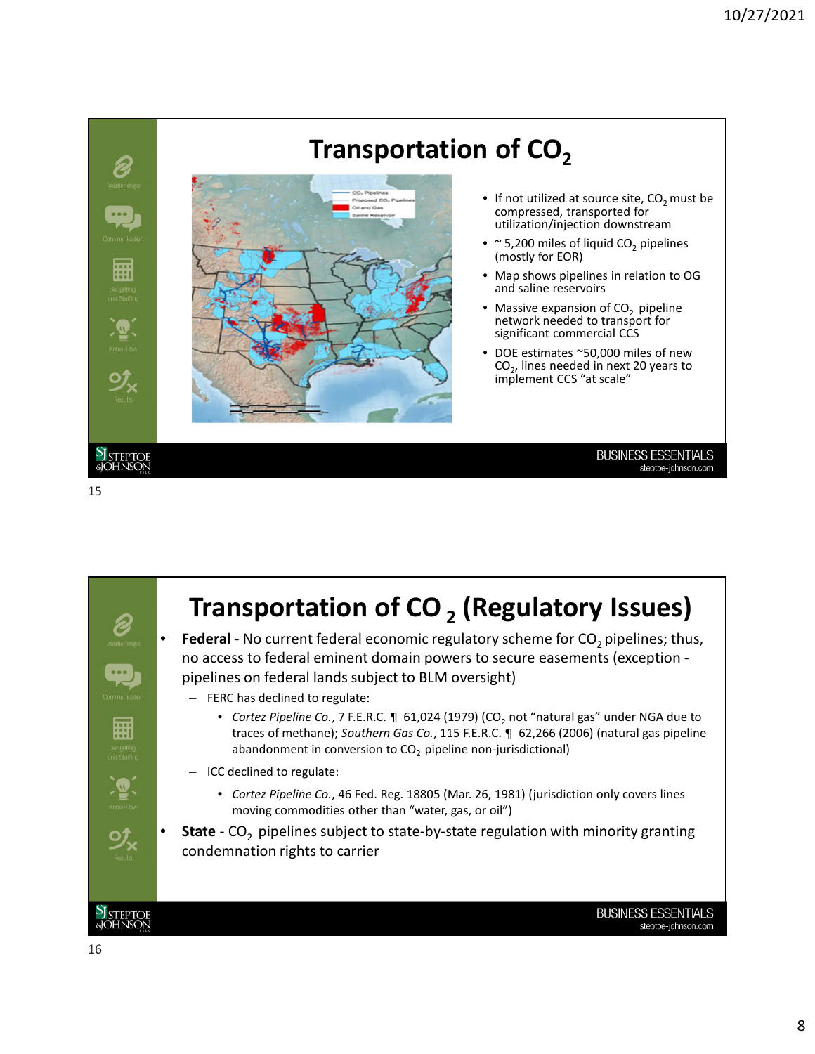# Transportation of $CO_2$

- If not utilized at source site, $CO_2$ must be compressed, transported for utilization/injection downstream
- ~ 5,200 miles of liquid $CO_2$ pipelines (mostly for EOR)
- Map shows pipelines in relation to OG and saline reservoirs
- Massive expansion of $CO_2$ pipeline network needed to transport for significant commercial CCS
- DOE estimates ~50,000 miles of new $CO_2$, lines needed in next 20 years to implement CCS "at scale"

# Transportation of $CO_2$ (Regulatory Issues)

- **Federal** - No current federal economic regulatory scheme for $CO_2$ pipelines; thus, no access to federal eminent domain powers to secure easements (exception - pipelines on federal lands subject to BLM oversight)
  - FERC has declined to regulate:
    - *Cortez Pipeline Co.*, 7 F.E.R.C. ¶ 61,024 (1979) ($CO_2$ not "natural gas" under NGA due to traces of methane); *Southern Gas Co.*, 115 F.E.R.C. ¶ 62,266 (2006) (natural gas pipeline abandonment in conversion to $CO_2$ pipeline non-jurisdictional)
  - ICC declined to regulate:
    - *Cortez Pipeline Co.*, 46 Fed. Reg. 18805 (Mar. 26, 1981) (jurisdiction only covers lines moving commodities other than "water, gas, or oil")
- **State** - $CO_2$ pipelines subject to state-by-state regulation with minority granting condemnation rights to carrier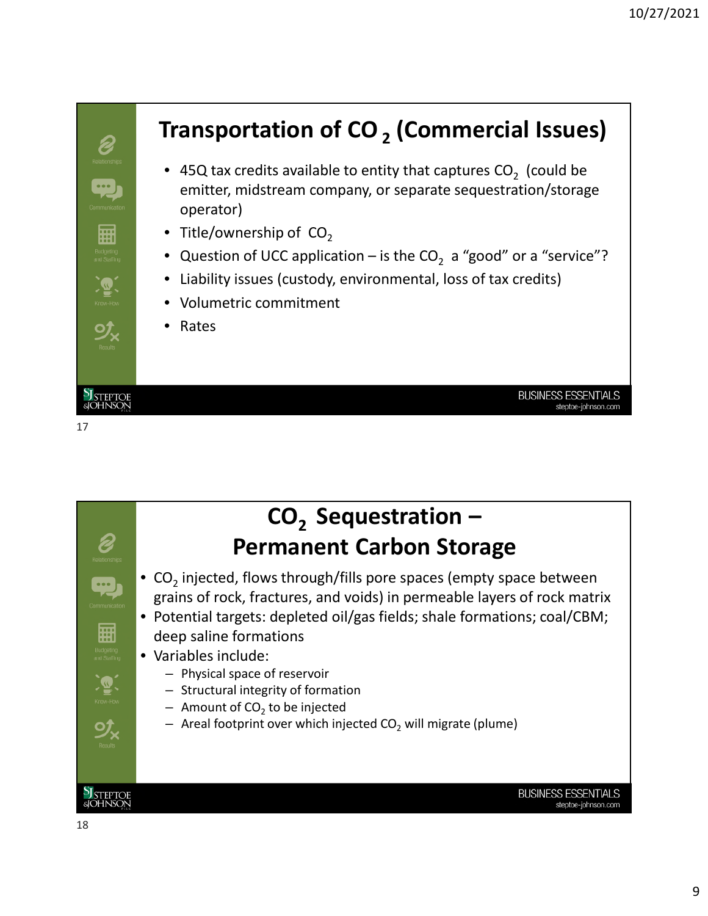## Transportation of $CO_2$ (Commercial Issues)

- 45Q tax credits available to entity that captures $CO_2$ (could be emitter, midstream company, or separate sequestration/storage operator)
- Title/ownership of $CO_2$
- Question of UCC application – is the $CO_2$ a "good" or a "service"?
- Liability issues (custody, environmental, loss of tax credits)
- Volumetric commitment
- Rates

## $CO_2$ Sequestration – Permanent Carbon Storage

- $CO_2$ injected, flows through/fills pore spaces (empty space between grains of rock, fractures, and voids) in permeable layers of rock matrix
- Potential targets: depleted oil/gas fields; shale formations; coal/CBM; deep saline formations
- Variables include:
  - Physical space of reservoir
  - Structural integrity of formation
  - Amount of $CO_2$ to be injected
  - Areal footprint over which injected $CO_2$ will migrate (plume)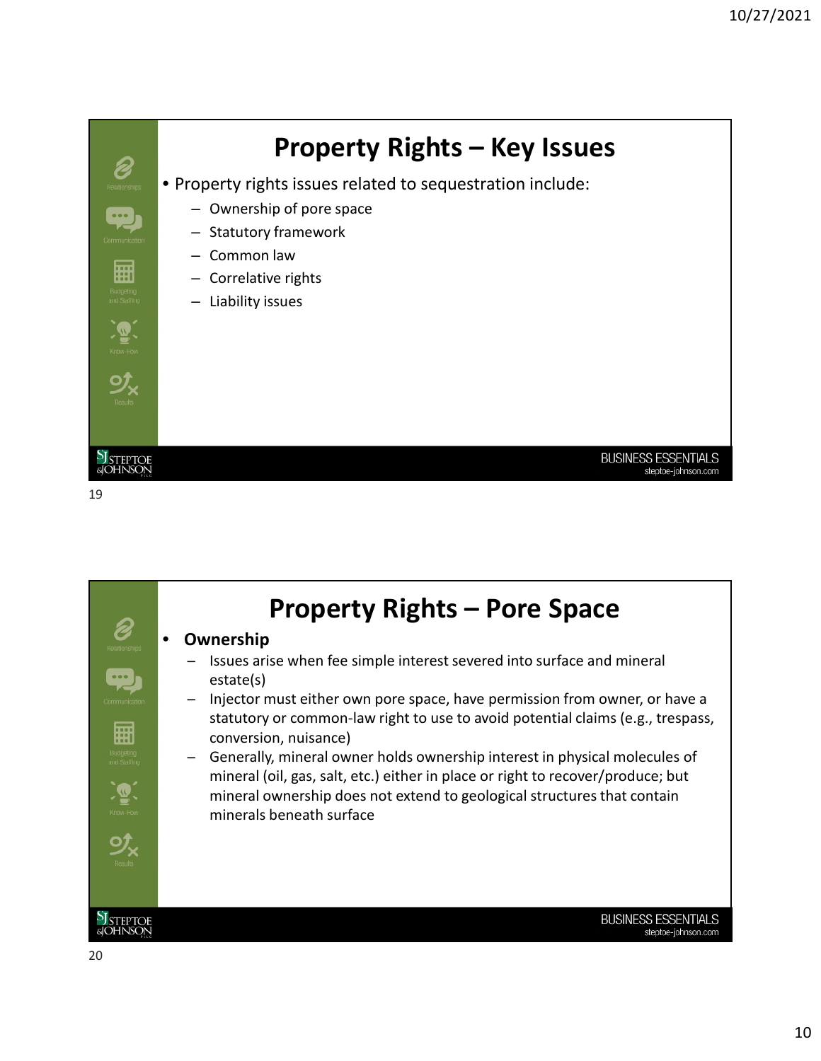## Property Rights – Key Issues

- Property rights issues related to sequestration include:
  - Ownership of pore space
  - Statutory framework
  - Common law
  - Correlative rights
  - Liability issues

## Property Rights – Pore Space

- **Ownership**
  - Issues arise when fee simple interest severed into surface and mineral estate(s)
  - Injector must either own pore space, have permission from owner, or have a statutory or common-law right to use to avoid potential claims (e.g., trespass, conversion, nuisance)
  - Generally, mineral owner holds ownership interest in physical molecules of mineral (oil, gas, salt, etc.) either in place or right to recover/produce; but mineral ownership does not extend to geological structures that contain minerals beneath surface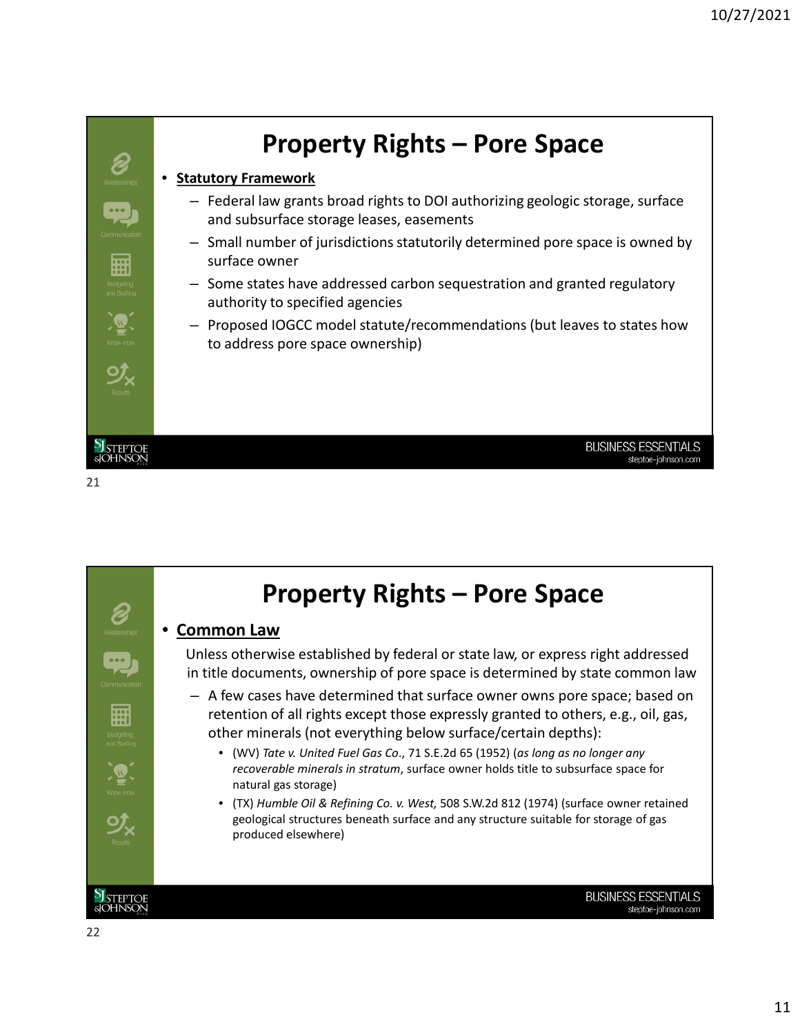# Property Rights – Pore Space

- **Statutory Framework**
  - Federal law grants broad rights to DOI authorizing geologic storage, surface and subsurface storage leases, easements
  - Small number of jurisdictions statutorily determined pore space is owned by surface owner
  - Some states have addressed carbon sequestration and granted regulatory authority to specified agencies
  - Proposed IOGCC model statute/recommendations (but leaves to states how to address pore space ownership)

# Property Rights – Pore Space

- **Common Law**

  Unless otherwise established by federal or state law, or express right addressed in title documents, ownership of pore space is determined by state common law

  - A few cases have determined that surface owner owns pore space; based on retention of all rights except those expressly granted to others, e.g., oil, gas, other minerals (not everything below surface/certain depths):
    - (WV) *Tate v. United Fuel Gas Co.*, 71 S.E.2d 65 (1952) (*as long as no longer any recoverable minerals in stratum*, surface owner holds title to subsurface space for natural gas storage)
    - (TX) *Humble Oil & Refining Co. v. West*, 508 S.W.2d 812 (1974) (surface owner retained geological structures beneath surface and any structure suitable for storage of gas produced elsewhere)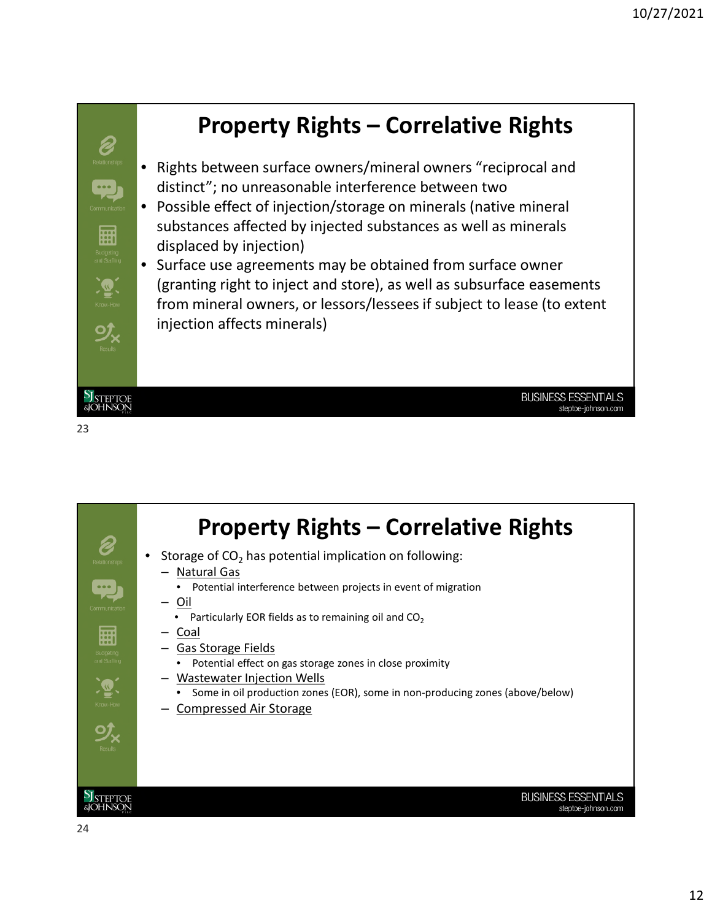# Property Rights – Correlative Rights

- Rights between surface owners/mineral owners "reciprocal and distinct"; no unreasonable interference between two
- Possible effect of injection/storage on minerals (native mineral substances affected by injected substances as well as minerals displaced by injection)
- Surface use agreements may be obtained from surface owner (granting right to inject and store), as well as subsurface easements from mineral owners, or lessors/lessees if subject to lease (to extent injection affects minerals)

# Property Rights – Correlative Rights

- Storage of $CO_2$ has potential implication on following:
  - Natural Gas
    - Potential interference between projects in event of migration
  - Oil
    - Particularly EOR fields as to remaining oil and $CO_2$
  - Coal
  - Gas Storage Fields
    - Potential effect on gas storage zones in close proximity
  - Wastewater Injection Wells
    - Some in oil production zones (EOR), some in non-producing zones (above/below)
  - Compressed Air Storage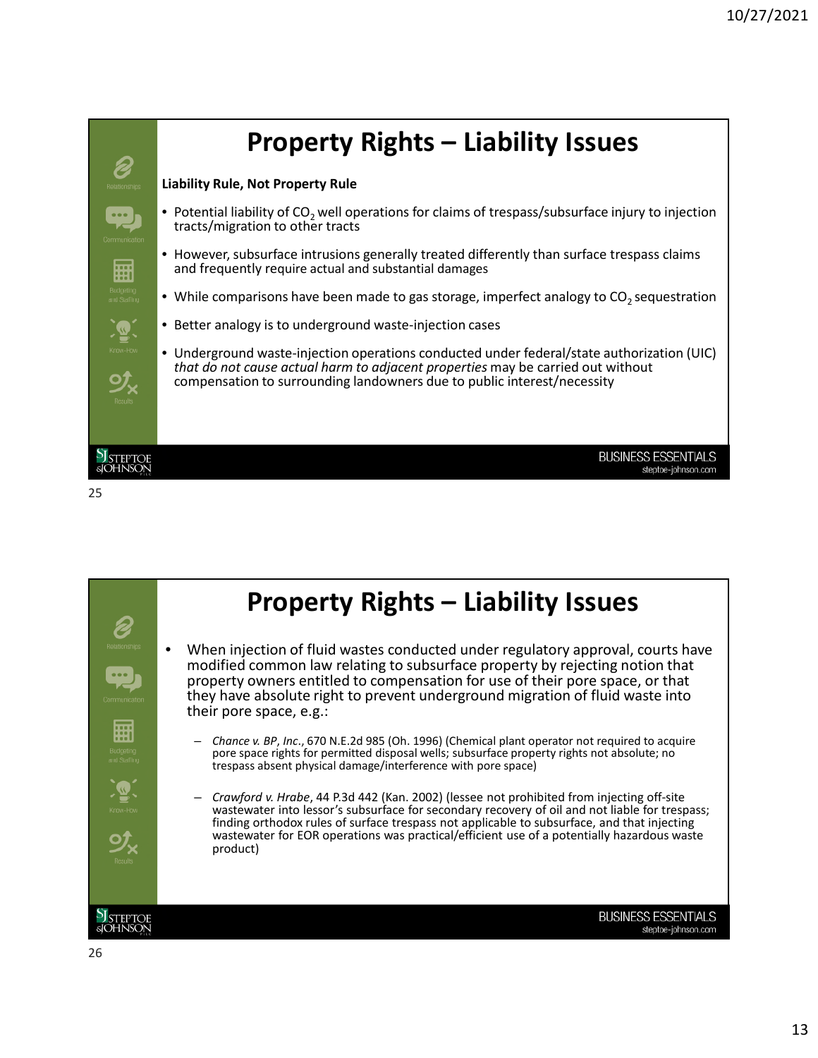# Property Rights – Liability Issues

**Liability Rule, Not Property Rule**

- Potential liability of $CO_2$ well operations for claims of trespass/subsurface injury to injection tracts/migration to other tracts
- However, subsurface intrusions generally treated differently than surface trespass claims and frequently require actual and substantial damages
- While comparisons have been made to gas storage, imperfect analogy to $CO_2$ sequestration
- Better analogy is to underground waste-injection cases
- Underground waste-injection operations conducted under federal/state authorization (UIC) *that do not cause actual harm to adjacent properties* may be carried out without compensation to surrounding landowners due to public interest/necessity

# Property Rights – Liability Issues

- When injection of fluid wastes conducted under regulatory approval, courts have modified common law relating to subsurface property by rejecting notion that property owners entitled to compensation for use of their pore space, or that they have absolute right to prevent underground migration of fluid waste into their pore space, e.g.:
  - *Chance v. BP, Inc.*, 670 N.E.2d 985 (Oh. 1996) (Chemical plant operator not required to acquire pore space rights for permitted disposal wells; subsurface property rights not absolute; no trespass absent physical damage/interference with pore space)
  - *Crawford v. Hrabe*, 44 P.3d 442 (Kan. 2002) (lessee not prohibited from injecting off-site wastewater into lessor's subsurface for secondary recovery of oil and not liable for trespass; finding orthodox rules of surface trespass not applicable to subsurface, and that injecting wastewater for EOR operations was practical/efficient use of a potentially hazardous waste product)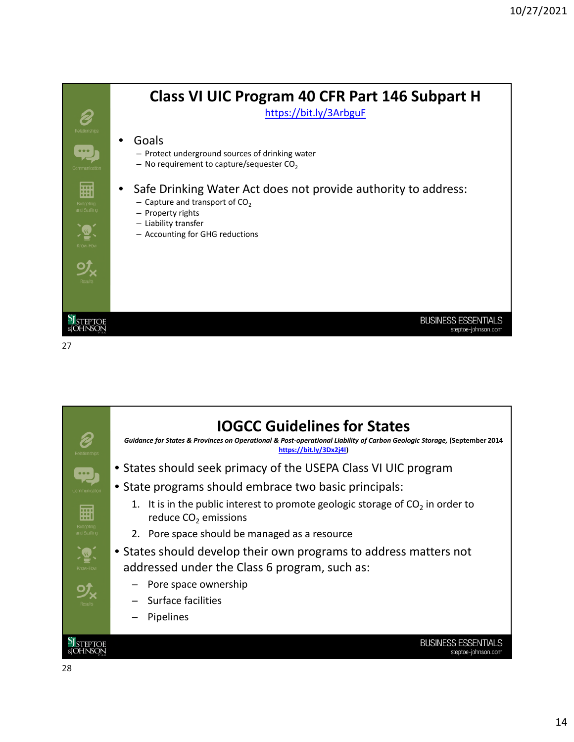## Class VI UIC Program 40 CFR Part 146 Subpart H

https://bit.ly/3ArbguF

- Goals
  - Protect underground sources of drinking water
  - No requirement to capture/sequester $CO_2$
- Safe Drinking Water Act does not provide authority to address:
  - Capture and transport of $CO_2$
  - Property rights
  - Liability transfer
  - Accounting for GHG reductions

## IOGCC Guidelines for States

***Guidance for States & Provinces on Operational & Post-operational Liability of Carbon Geologic Storage,*** **(September 2014 https://bit.ly/3Dx2j4I)**

- States should seek primacy of the USEPA Class VI UIC program
- State programs should embrace two basic principals:
  1. It is in the public interest to promote geologic storage of $CO_2$ in order to reduce $CO_2$ emissions
  2. Pore space should be managed as a resource
- States should develop their own programs to address matters not addressed under the Class 6 program, such as:
  - Pore space ownership
  - Surface facilities
  - Pipelines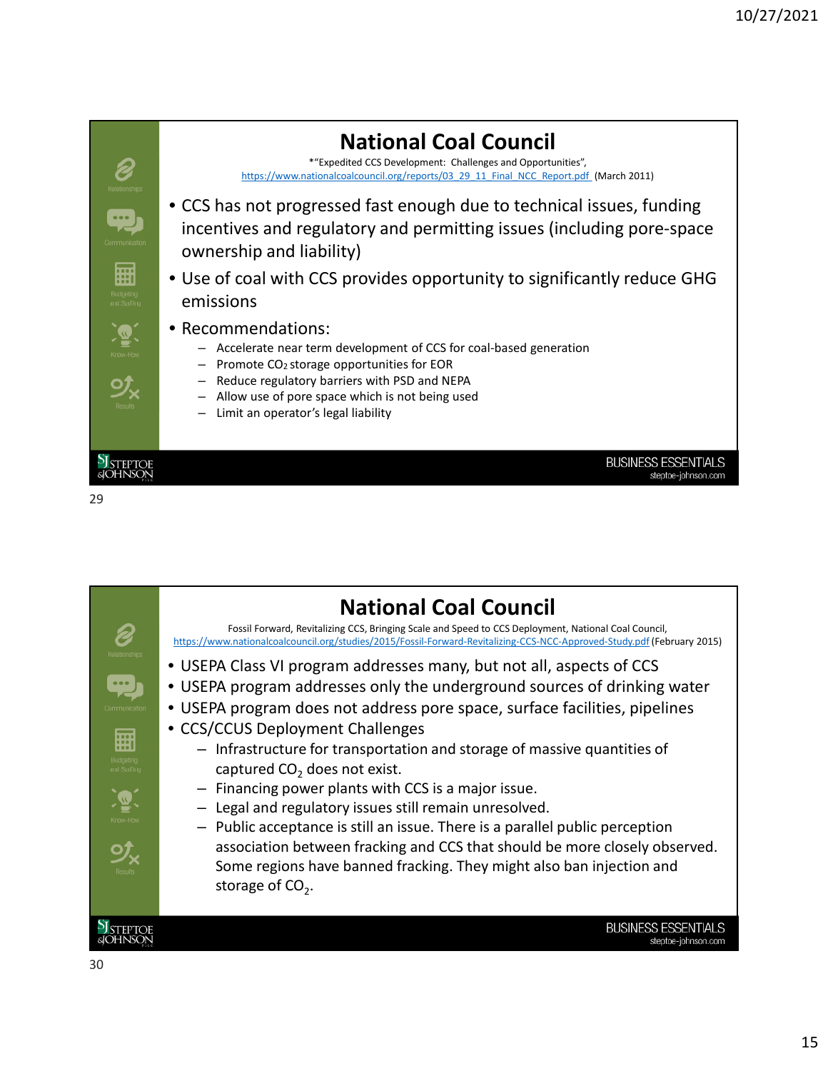## National Coal Council

*"Expedited CCS Development: Challenges and Opportunities", https://www.nationalcoalcouncil.org/reports/03_29_11_Final_NCC_Report.pdf (March 2011)

- CCS has not progressed fast enough due to technical issues, funding incentives and regulatory and permitting issues (including pore-space ownership and liability)
- Use of coal with CCS provides opportunity to significantly reduce GHG emissions
- Recommendations:
  - Accelerate near term development of CCS for coal-based generation
  - Promote $CO_2$ storage opportunities for EOR
  - Reduce regulatory barriers with PSD and NEPA
  - Allow use of pore space which is not being used
  - Limit an operator's legal liability

## National Coal Council

Fossil Forward, Revitalizing CCS, Bringing Scale and Speed to CCS Deployment, National Coal Council, https://www.nationalcoalcouncil.org/studies/2015/Fossil-Forward-Revitalizing-CCS-NCC-Approved-Study.pdf (February 2015)

- USEPA Class VI program addresses many, but not all, aspects of CCS
- USEPA program addresses only the underground sources of drinking water
- USEPA program does not address pore space, surface facilities, pipelines
- CCS/CCUS Deployment Challenges
  - Infrastructure for transportation and storage of massive quantities of captured $CO_2$ does not exist.
  - Financing power plants with CCS is a major issue.
  - Legal and regulatory issues still remain unresolved.
  - Public acceptance is still an issue. There is a parallel public perception association between fracking and CCS that should be more closely observed. Some regions have banned fracking. They might also ban injection and storage of $CO_2$.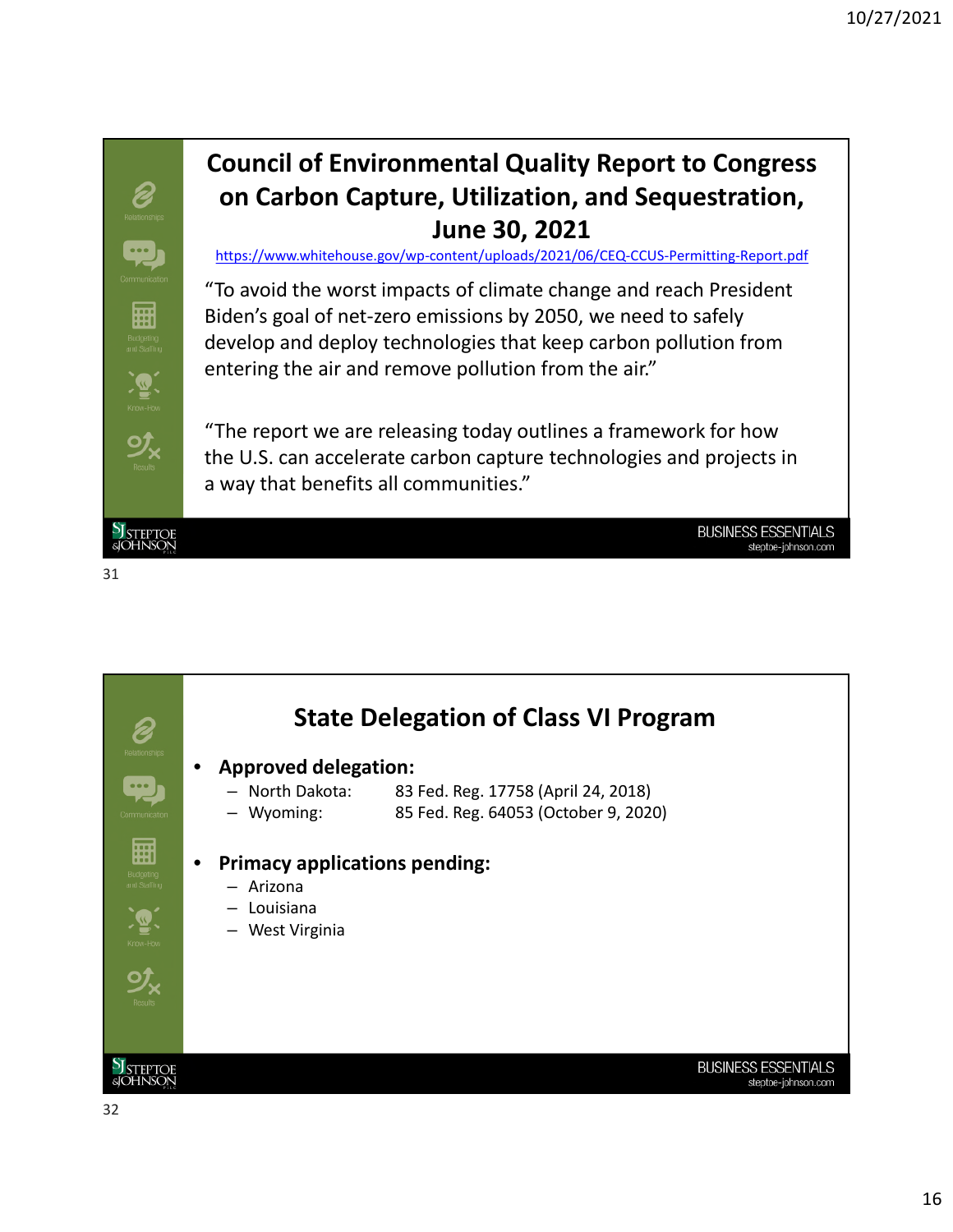## Council of Environmental Quality Report to Congress on Carbon Capture, Utilization, and Sequestration, June 30, 2021

https://www.whitehouse.gov/wp-content/uploads/2021/06/CEQ-CCUS-Permitting-Report.pdf

"To avoid the worst impacts of climate change and reach President Biden's goal of net-zero emissions by 2050, we need to safely develop and deploy technologies that keep carbon pollution from entering the air and remove pollution from the air."

"The report we are releasing today outlines a framework for how the U.S. can accelerate carbon capture technologies and projects in a way that benefits all communities."

## State Delegation of Class VI Program

- **Approved delegation:**
  - North Dakota: 83 Fed. Reg. 17758 (April 24, 2018)
  - Wyoming: 85 Fed. Reg. 64053 (October 9, 2020)
- **Primacy applications pending:**
  - Arizona
  - Louisiana
  - West Virginia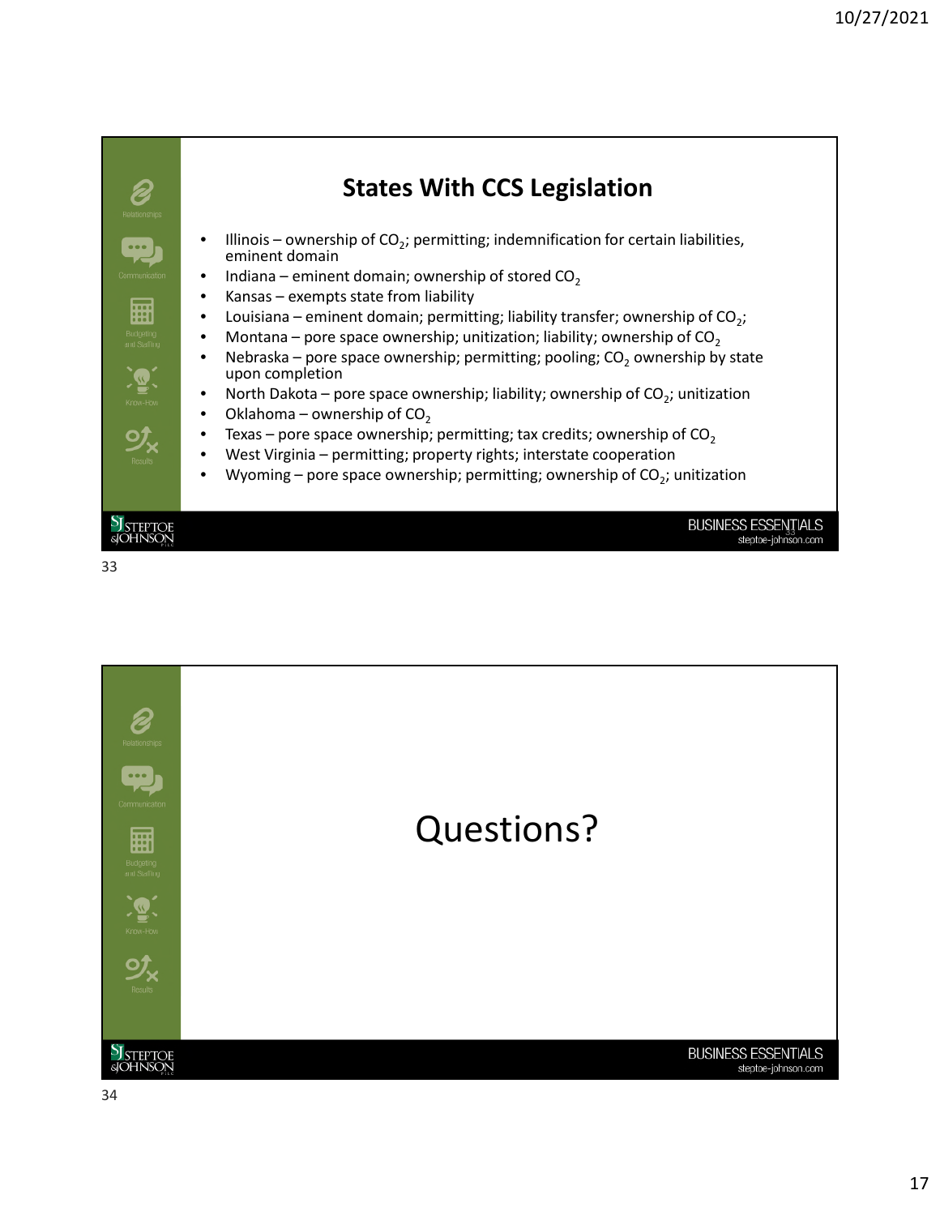## States With CCS Legislation

- Illinois – ownership of $CO_2$; permitting; indemnification for certain liabilities, eminent domain
- Indiana – eminent domain; ownership of stored $CO_2$
- Kansas – exempts state from liability
- Louisiana – eminent domain; permitting; liability transfer; ownership of $CO_2$;
- Montana – pore space ownership; unitization; liability; ownership of $CO_2$
- Nebraska – pore space ownership; permitting; pooling; $CO_2$ ownership by state upon completion
- North Dakota – pore space ownership; liability; ownership of $CO_2$; unitization
- Oklahoma – ownership of $CO_2$
- Texas – pore space ownership; permitting; tax credits; ownership of $CO_2$
- West Virginia – permitting; property rights; interstate cooperation
- Wyoming – pore space ownership; permitting; ownership of $CO_2$; unitization

# Questions?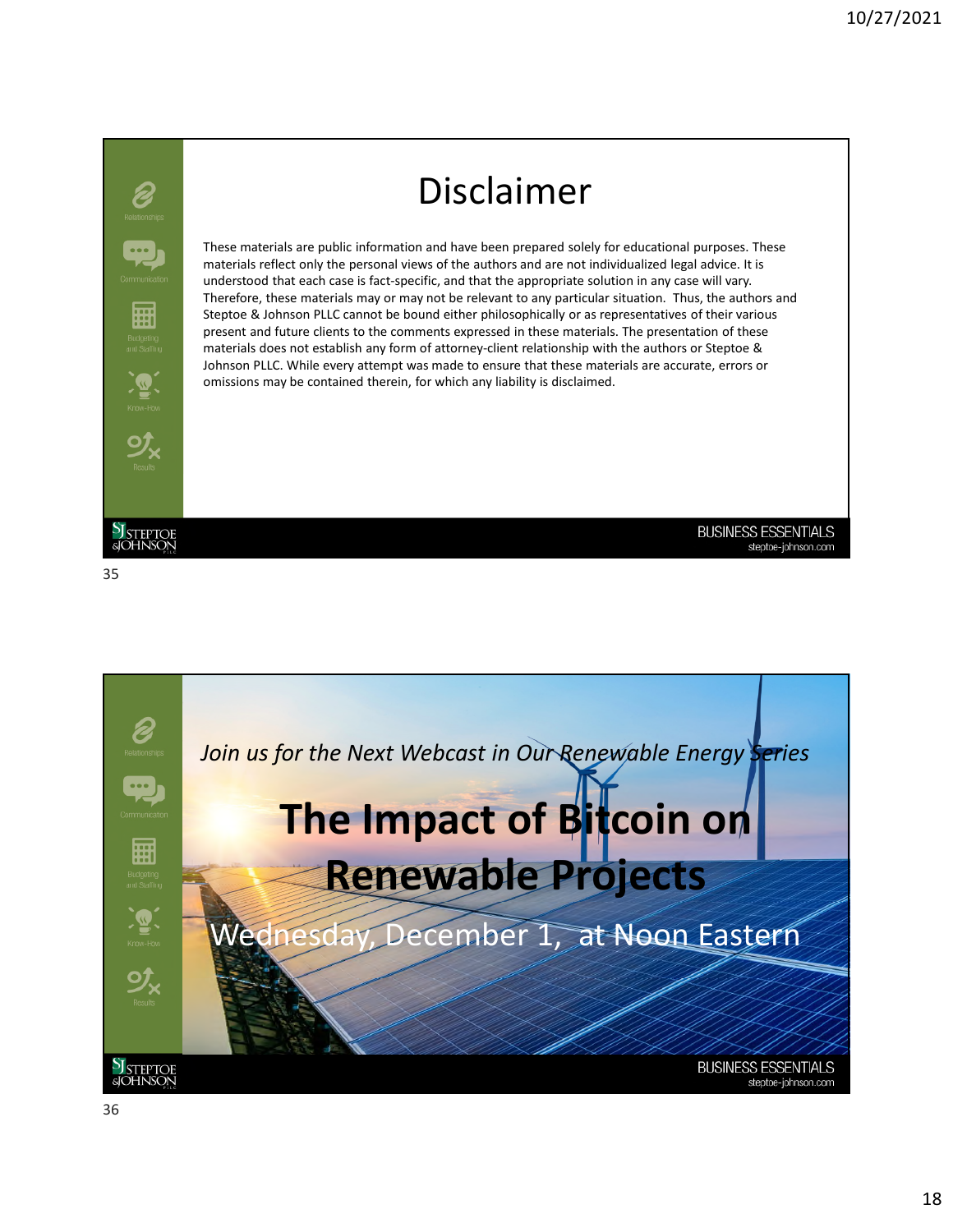# Disclaimer

These materials are public information and have been prepared solely for educational purposes. These materials reflect only the personal views of the authors and are not individualized legal advice. It is understood that each case is fact-specific, and that the appropriate solution in any case will vary. Therefore, these materials may or may not be relevant to any particular situation. Thus, the authors and Steptoe & Johnson PLLC cannot be bound either philosophically or as representatives of their various present and future clients to the comments expressed in these materials. The presentation of these materials does not establish any form of attorney-client relationship with the authors or Steptoe & Johnson PLLC. While every attempt was made to ensure that these materials are accurate, errors or omissions may be contained therein, for which any liability is disclaimed.

*Join us for the Next Webcast in Our Renewable Energy Series*

# The Impact of Bitcoin on Renewable Projects

Wednesday, December 1, at Noon Eastern